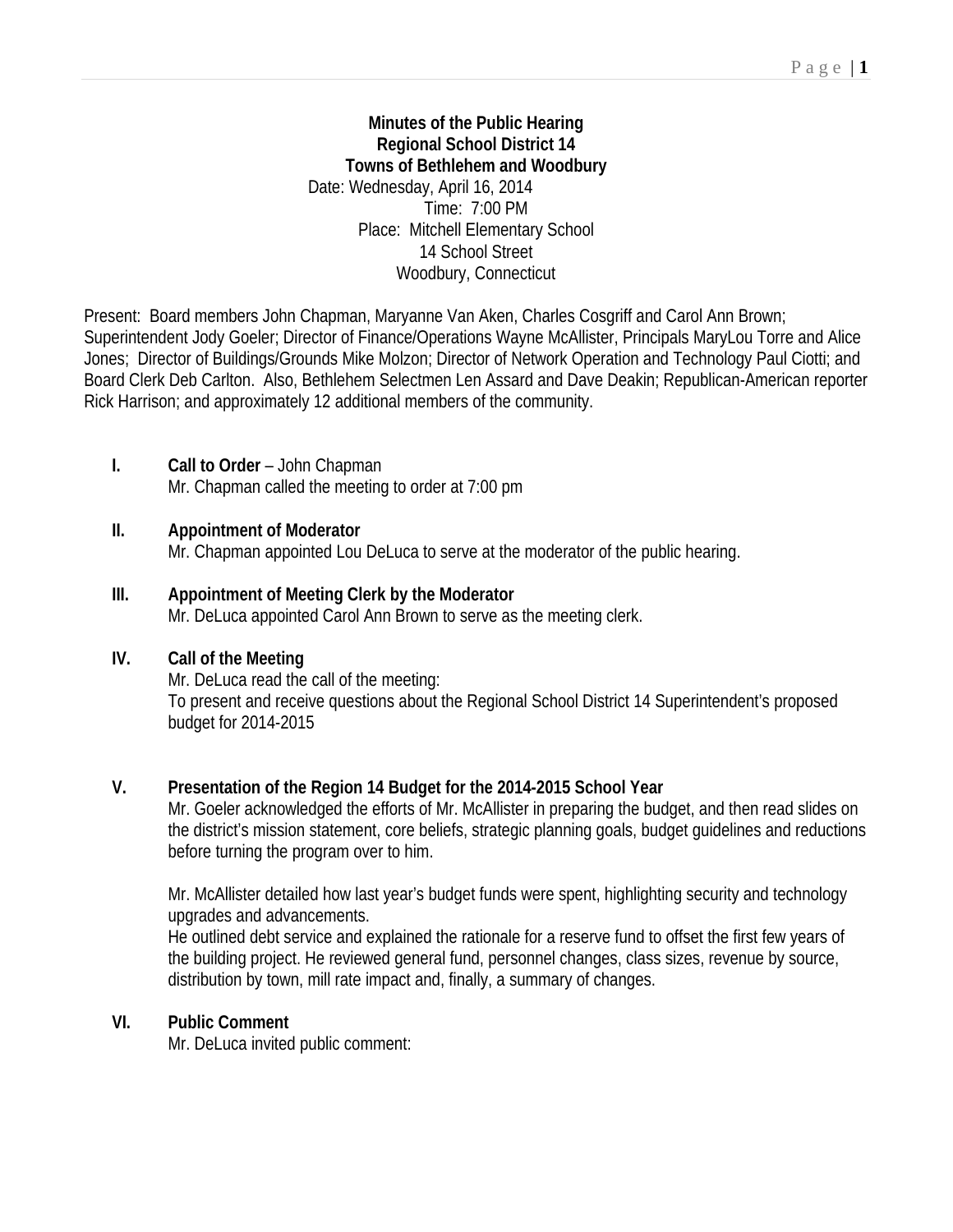**Minutes of the Public Hearing**
**Regional School District 14**
**Towns of Bethlehem and Woodbury**

Date: Wednesday, April 16, 2014
Time: 7:00 PM
Place: Mitchell Elementary School
14 School Street
Woodbury, Connecticut

Present: Board members John Chapman, Maryanne Van Aken, Charles Cosgriff and Carol Ann Brown; Superintendent Jody Goeler; Director of Finance/Operations Wayne McAllister, Principals MaryLou Torre and Alice Jones; Director of Buildings/Grounds Mike Molzon; Director of Network Operation and Technology Paul Ciotti; and Board Clerk Deb Carlton. Also, Bethlehem Selectmen Len Assard and Dave Deakin; Republican-American reporter Rick Harrison; and approximately 12 additional members of the community.

**I. Call to Order** – John Chapman
Mr. Chapman called the meeting to order at 7:00 pm

**II. Appointment of Moderator**
Mr. Chapman appointed Lou DeLuca to serve at the moderator of the public hearing.

**III. Appointment of Meeting Clerk by the Moderator**
Mr. DeLuca appointed Carol Ann Brown to serve as the meeting clerk.

**IV. Call of the Meeting**
Mr. DeLuca read the call of the meeting:
To present and receive questions about the Regional School District 14 Superintendent's proposed budget for 2014-2015

**V. Presentation of the Region 14 Budget for the 2014-2015 School Year**
Mr. Goeler acknowledged the efforts of Mr. McAllister in preparing the budget, and then read slides on the district's mission statement, core beliefs, strategic planning goals, budget guidelines and reductions before turning the program over to him.

Mr. McAllister detailed how last year's budget funds were spent, highlighting security and technology upgrades and advancements.
He outlined debt service and explained the rationale for a reserve fund to offset the first few years of the building project. He reviewed general fund, personnel changes, class sizes, revenue by source, distribution by town, mill rate impact and, finally, a summary of changes.

**VI. Public Comment**
Mr. DeLuca invited public comment: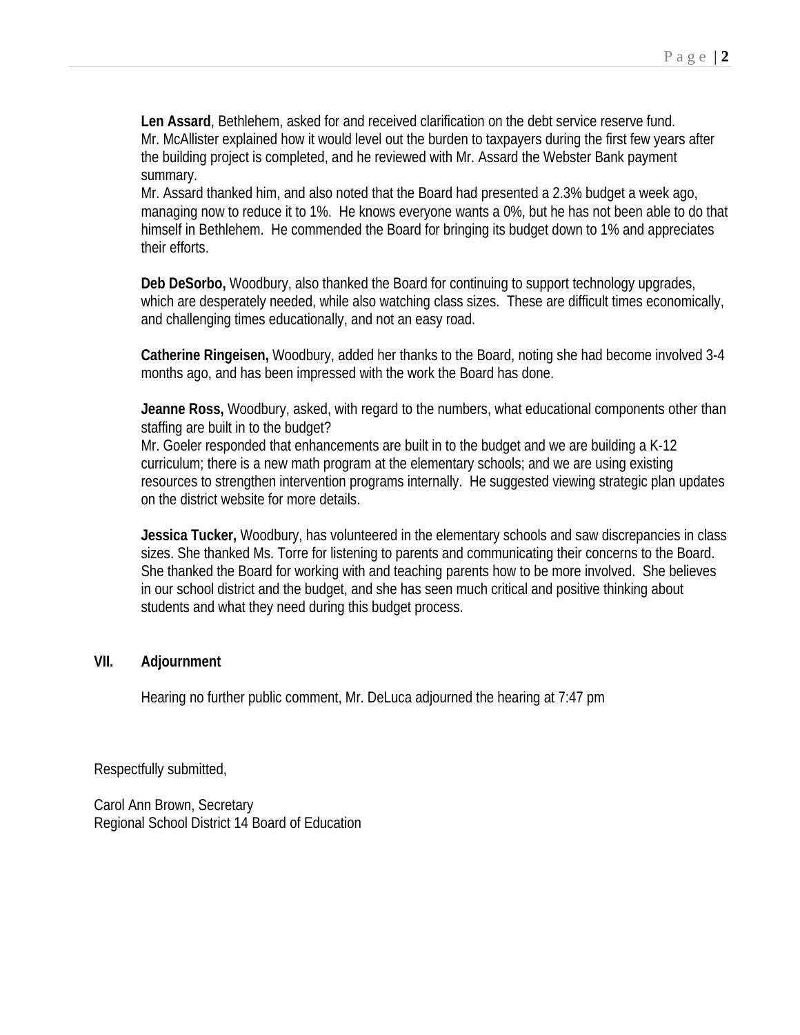**Len Assard**, Bethlehem, asked for and received clarification on the debt service reserve fund. Mr. McAllister explained how it would level out the burden to taxpayers during the first few years after the building project is completed, and he reviewed with Mr. Assard the Webster Bank payment summary.

Mr. Assard thanked him, and also noted that the Board had presented a 2.3% budget a week ago, managing now to reduce it to 1%. He knows everyone wants a 0%, but he has not been able to do that himself in Bethlehem. He commended the Board for bringing its budget down to 1% and appreciates their efforts.

**Deb DeSorbo,** Woodbury, also thanked the Board for continuing to support technology upgrades, which are desperately needed, while also watching class sizes. These are difficult times economically, and challenging times educationally, and not an easy road.

**Catherine Ringeisen,** Woodbury, added her thanks to the Board, noting she had become involved 3-4 months ago, and has been impressed with the work the Board has done.

**Jeanne Ross,** Woodbury, asked, with regard to the numbers, what educational components other than staffing are built in to the budget?

Mr. Goeler responded that enhancements are built in to the budget and we are building a K-12 curriculum; there is a new math program at the elementary schools; and we are using existing resources to strengthen intervention programs internally. He suggested viewing strategic plan updates on the district website for more details.

**Jessica Tucker,** Woodbury, has volunteered in the elementary schools and saw discrepancies in class sizes. She thanked Ms. Torre for listening to parents and communicating their concerns to the Board. She thanked the Board for working with and teaching parents how to be more involved. She believes in our school district and the budget, and she has seen much critical and positive thinking about students and what they need during this budget process.

## VII. Adjournment

Hearing no further public comment, Mr. DeLuca adjourned the hearing at 7:47 pm

Respectfully submitted,

Carol Ann Brown, Secretary
Regional School District 14 Board of Education